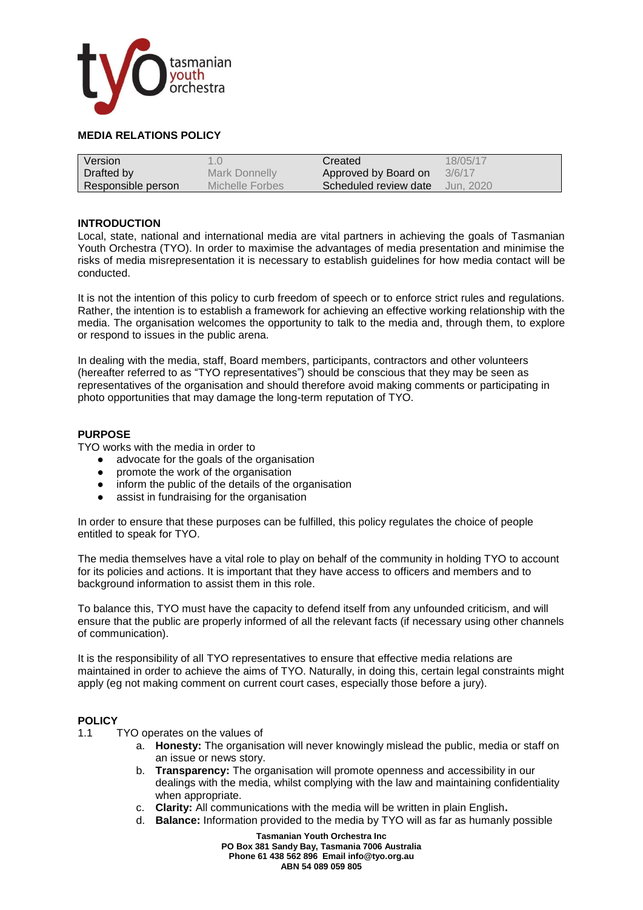# MEDIA RELATIONS POLICY

| Version | 1.0 | Created | 18/05/17 |
|---|---|---|---|
| Drafted by | Mark Donnelly | Approved by Board on | 3/6/17 |
| Responsible person | Michelle Forbes | Scheduled review date | Jun, 2020 |

## INTRODUCTION

Local, state, national and international media are vital partners in achieving the goals of Tasmanian Youth Orchestra (TYO). In order to maximise the advantages of media presentation and minimise the risks of media misrepresentation it is necessary to establish guidelines for how media contact will be conducted.

It is not the intention of this policy to curb freedom of speech or to enforce strict rules and regulations. Rather, the intention is to establish a framework for achieving an effective working relationship with the media. The organisation welcomes the opportunity to talk to the media and, through them, to explore or respond to issues in the public arena.

In dealing with the media, staff, Board members, participants, contractors and other volunteers (hereafter referred to as "TYO representatives") should be conscious that they may be seen as representatives of the organisation and should therefore avoid making comments or participating in photo opportunities that may damage the long-term reputation of TYO.

## PURPOSE

TYO works with the media in order to

- advocate for the goals of the organisation
- promote the work of the organisation
- inform the public of the details of the organisation
- assist in fundraising for the organisation

In order to ensure that these purposes can be fulfilled, this policy regulates the choice of people entitled to speak for TYO.

The media themselves have a vital role to play on behalf of the community in holding TYO to account for its policies and actions. It is important that they have access to officers and members and to background information to assist them in this role.

To balance this, TYO must have the capacity to defend itself from any unfounded criticism, and will ensure that the public are properly informed of all the relevant facts (if necessary using other channels of communication).

It is the responsibility of all TYO representatives to ensure that effective media relations are maintained in order to achieve the aims of TYO. Naturally, in doing this, certain legal constraints might apply (eg not making comment on current court cases, especially those before a jury).

## POLICY

1.1 TYO operates on the values of

a. **Honesty:** The organisation will never knowingly mislead the public, media or staff on an issue or news story.

b. **Transparency:** The organisation will promote openness and accessibility in our dealings with the media, whilst complying with the law and maintaining confidentiality when appropriate.

c. **Clarity:** All communications with the media will be written in plain English**.**

d. **Balance:** Information provided to the media by TYO will as far as humanly possible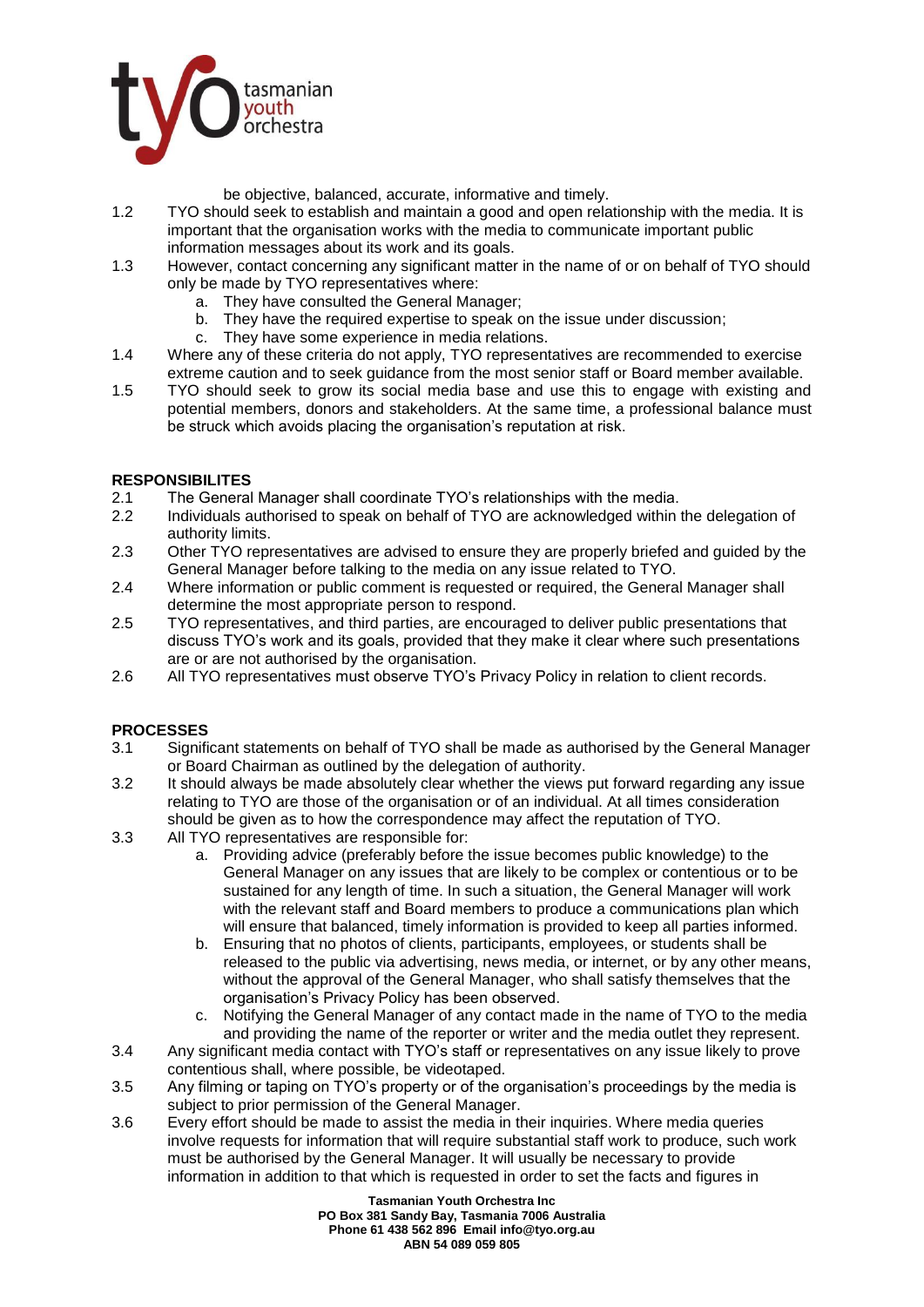be objective, balanced, accurate, informative and timely.

1.2 TYO should seek to establish and maintain a good and open relationship with the media. It is important that the organisation works with the media to communicate important public information messages about its work and its goals.

1.3 However, contact concerning any significant matter in the name of or on behalf of TYO should only be made by TYO representatives where:

   a. They have consulted the General Manager;
   b. They have the required expertise to speak on the issue under discussion;
   c. They have some experience in media relations.

1.4 Where any of these criteria do not apply, TYO representatives are recommended to exercise extreme caution and to seek guidance from the most senior staff or Board member available.

1.5 TYO should seek to grow its social media base and use this to engage with existing and potential members, donors and stakeholders. At the same time, a professional balance must be struck which avoids placing the organisation's reputation at risk.

## RESPONSIBILITES

2.1 The General Manager shall coordinate TYO's relationships with the media.

2.2 Individuals authorised to speak on behalf of TYO are acknowledged within the delegation of authority limits.

2.3 Other TYO representatives are advised to ensure they are properly briefed and guided by the General Manager before talking to the media on any issue related to TYO.

2.4 Where information or public comment is requested or required, the General Manager shall determine the most appropriate person to respond.

2.5 TYO representatives, and third parties, are encouraged to deliver public presentations that discuss TYO's work and its goals, provided that they make it clear where such presentations are or are not authorised by the organisation.

2.6 All TYO representatives must observe TYO's Privacy Policy in relation to client records.

## PROCESSES

3.1 Significant statements on behalf of TYO shall be made as authorised by the General Manager or Board Chairman as outlined by the delegation of authority.

3.2 It should always be made absolutely clear whether the views put forward regarding any issue relating to TYO are those of the organisation or of an individual. At all times consideration should be given as to how the correspondence may affect the reputation of TYO.

3.3 All TYO representatives are responsible for:

   a. Providing advice (preferably before the issue becomes public knowledge) to the General Manager on any issues that are likely to be complex or contentious or to be sustained for any length of time. In such a situation, the General Manager will work with the relevant staff and Board members to produce a communications plan which will ensure that balanced, timely information is provided to keep all parties informed.
   b. Ensuring that no photos of clients, participants, employees, or students shall be released to the public via advertising, news media, or internet, or by any other means, without the approval of the General Manager, who shall satisfy themselves that the organisation's Privacy Policy has been observed.
   c. Notifying the General Manager of any contact made in the name of TYO to the media and providing the name of the reporter or writer and the media outlet they represent.

3.4 Any significant media contact with TYO's staff or representatives on any issue likely to prove contentious shall, where possible, be videotaped.

3.5 Any filming or taping on TYO's property or of the organisation's proceedings by the media is subject to prior permission of the General Manager.

3.6 Every effort should be made to assist the media in their inquiries. Where media queries involve requests for information that will require substantial staff work to produce, such work must be authorised by the General Manager. It will usually be necessary to provide information in addition to that which is requested in order to set the facts and figures in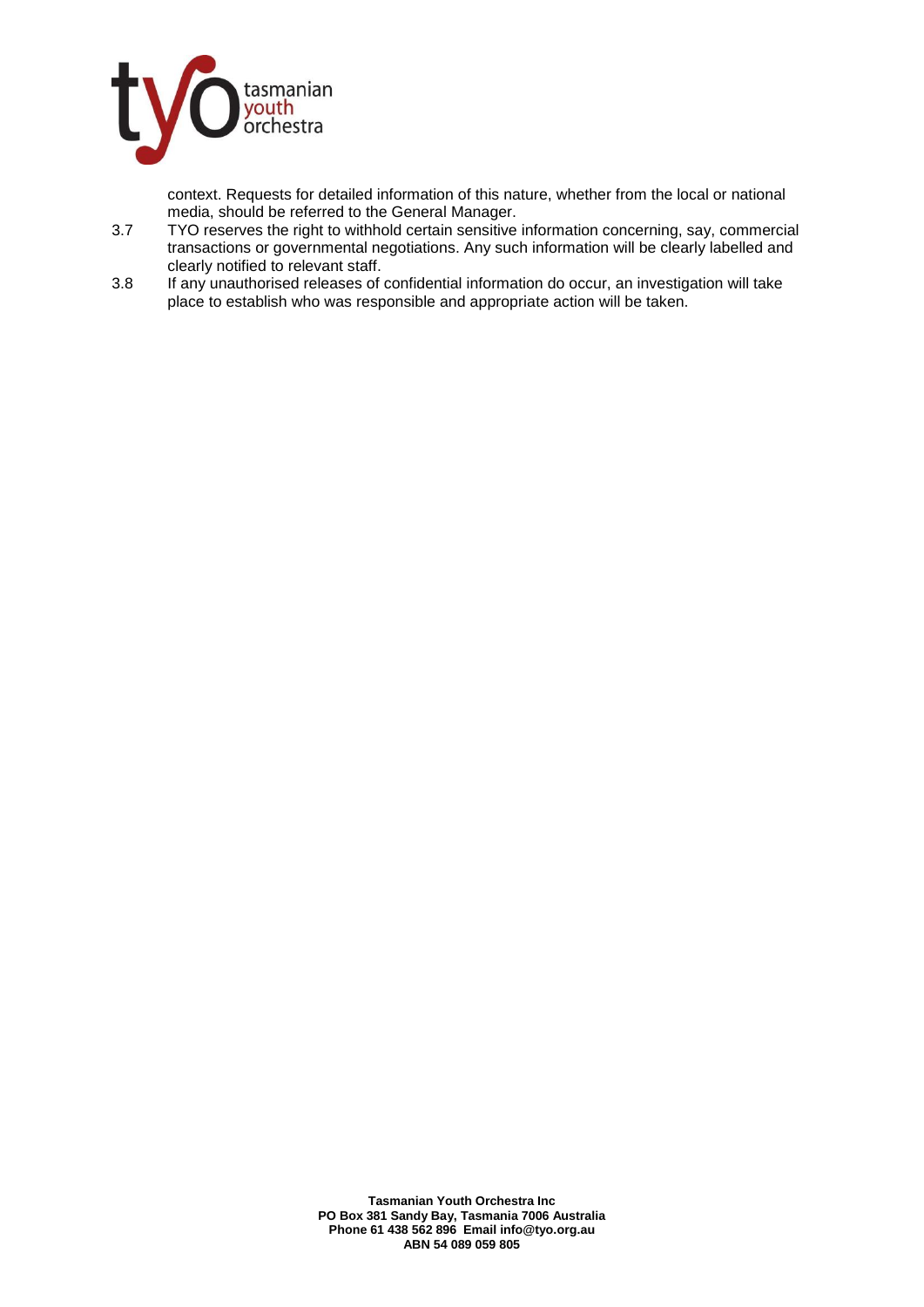context. Requests for detailed information of this nature, whether from the local or national media, should be referred to the General Manager.

3.7 TYO reserves the right to withhold certain sensitive information concerning, say, commercial transactions or governmental negotiations. Any such information will be clearly labelled and clearly notified to relevant staff.

3.8 If any unauthorised releases of confidential information do occur, an investigation will take place to establish who was responsible and appropriate action will be taken.